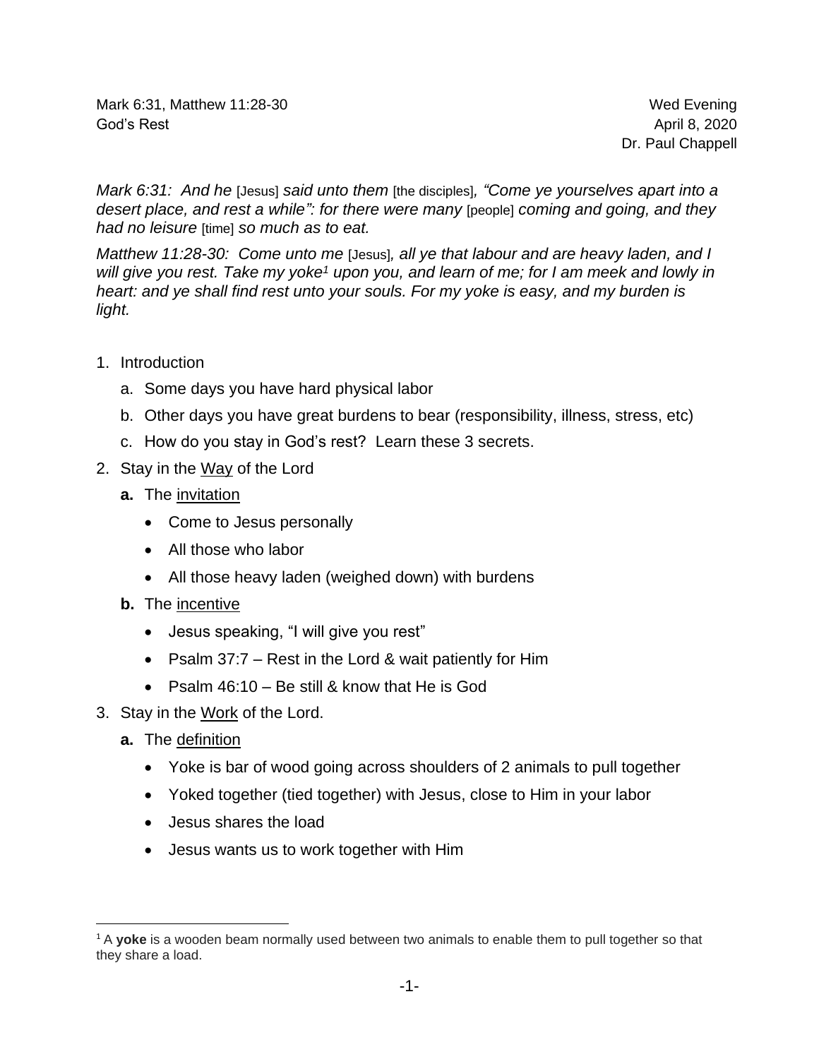Mark 6:31, Matthew 11:28-30
God's Rest

Wed Evening
April 8, 2020
Dr. Paul Chappell

*Mark 6:31: And he* [Jesus] *said unto them* [the disciples]*, "Come ye yourselves apart into a desert place, and rest a while": for there were many* [people] *coming and going, and they had no leisure* [time] *so much as to eat.*

*Matthew 11:28-30: Come unto me* [Jesus]*, all ye that labour and are heavy laden, and I will give you rest. Take my yoke*[1] *upon you, and learn of me; for I am meek and lowly in heart: and ye shall find rest unto your souls. For my yoke is easy, and my burden is light.*

1. Introduction
   a. Some days you have hard physical labor
   b. Other days you have great burdens to bear (responsibility, illness, stress, etc)
   c. How do you stay in God's rest? Learn these 3 secrets.
2. Stay in the <u>Way</u> of the Lord
   **a.** The <u>invitation</u>
      - Come to Jesus personally
      - All those who labor
      - All those heavy laden (weighed down) with burdens

   **b.** The <u>incentive</u>
      - Jesus speaking, "I will give you rest"
      - Psalm 37:7 – Rest in the Lord & wait patiently for Him
      - Psalm 46:10 – Be still & know that He is God
3. Stay in the <u>Work</u> of the Lord.
   **a.** The <u>definition</u>
      - Yoke is bar of wood going across shoulders of 2 animals to pull together
      - Yoked together (tied together) with Jesus, close to Him in your labor
      - Jesus shares the load
      - Jesus wants us to work together with Him

---

[1] A **yoke** is a wooden beam normally used between two animals to enable them to pull together so that they share a load.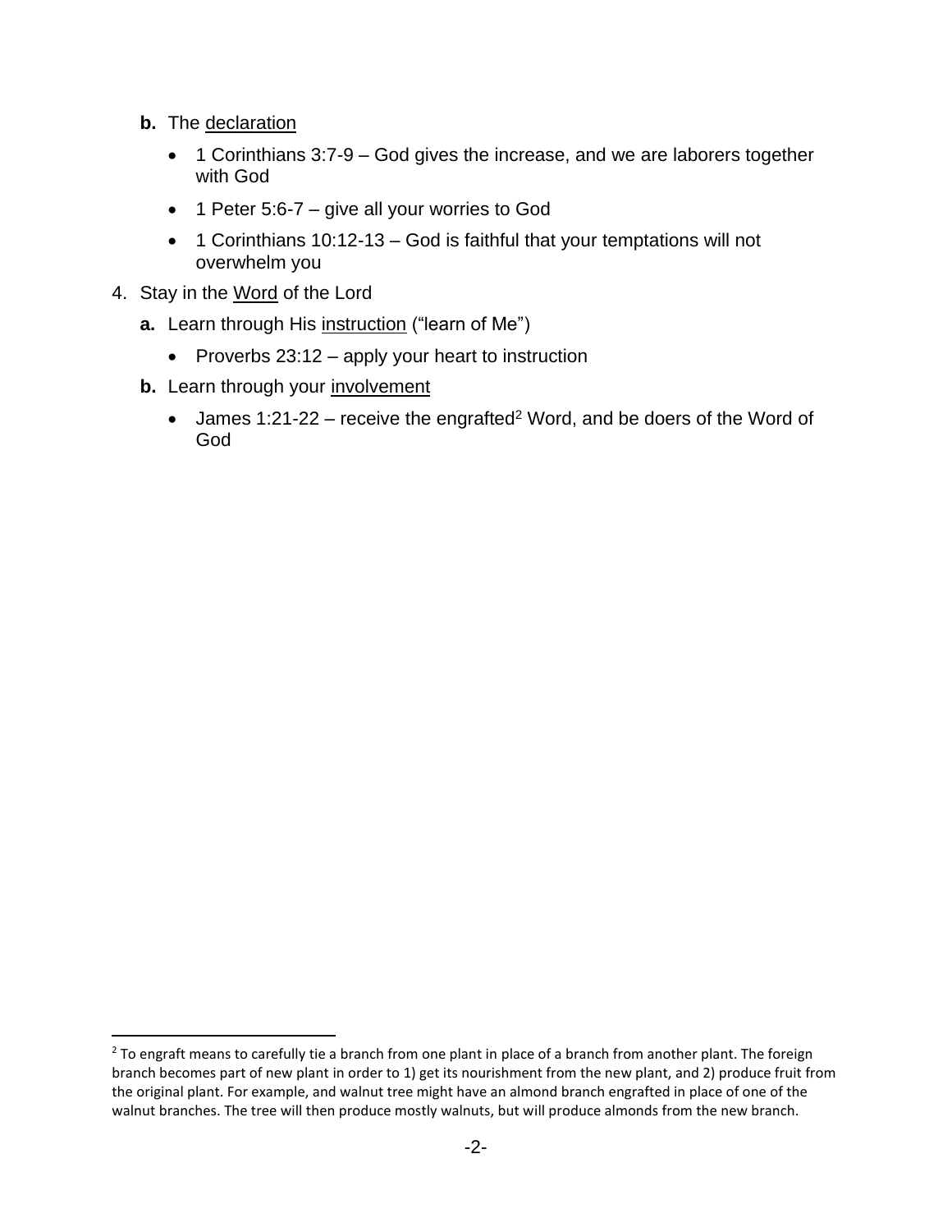**b.** The <u>declaration</u>

- 1 Corinthians 3:7-9 – God gives the increase, and we are laborers together with God
- 1 Peter 5:6-7 – give all your worries to God
- 1 Corinthians 10:12-13 – God is faithful that your temptations will not overwhelm you

4. Stay in the <u>Word</u> of the Lord

   **a.** Learn through His <u>instruction</u> (“learn of Me”)

   - Proverbs 23:12 – apply your heart to instruction

   **b.** Learn through your <u>involvement</u>

   - James 1:21-22 – receive the engrafted[2] Word, and be doers of the Word of God

---

[2] To engraft means to carefully tie a branch from one plant in place of a branch from another plant. The foreign branch becomes part of new plant in order to 1) get its nourishment from the new plant, and 2) produce fruit from the original plant. For example, and walnut tree might have an almond branch engrafted in place of one of the walnut branches. The tree will then produce mostly walnuts, but will produce almonds from the new branch.